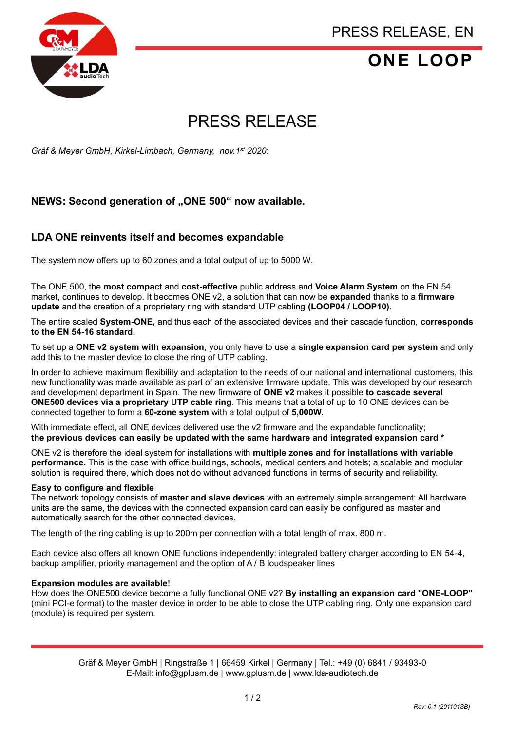PRESS RELEASE, EN

# ONE LOOP

# PRESS RELEASE

*Gräf & Meyer GmbH, Kirkel-Limbach, Germany, nov.1st 2020*:

## NEWS: Second generation of „ONE 500" now available.

## LDA ONE reinvents itself and becomes expandable

The system now offers up to 60 zones and a total output of up to 5000 W.

The ONE 500, the **most compact** and **cost-effective** public address and **Voice Alarm System** on the EN 54 market, continues to develop. It becomes ONE v2, a solution that can now be **expanded** thanks to a **firmware update** and the creation of a proprietary ring with standard UTP cabling **(LOOP04 / LOOP10)**.

The entire scaled **System-ONE,** and thus each of the associated devices and their cascade function, **corresponds to the EN 54-16 standard.**

To set up a **ONE v2 system with expansion**, you only have to use a **single expansion card per system** and only add this to the master device to close the ring of UTP cabling.

In order to achieve maximum flexibility and adaptation to the needs of our national and international customers, this new functionality was made available as part of an extensive firmware update. This was developed by our research and development department in Spain. The new firmware of **ONE v2** makes it possible **to cascade several ONE500 devices via a proprietary UTP cable ring**. This means that a total of up to 10 ONE devices can be connected together to form a **60-zone system** with a total output of **5,000W.**

With immediate effect, all ONE devices delivered use the v2 firmware and the expandable functionality;
**the previous devices can easily be updated with the same hardware and integrated expansion card \***

ONE v2 is therefore the ideal system for installations with **multiple zones and for installations with variable performance.** This is the case with office buildings, schools, medical centers and hotels; a scalable and modular solution is required there, which does not do without advanced functions in terms of security and reliability.

**Easy to configure and flexible**
The network topology consists of **master and slave devices** with an extremely simple arrangement: All hardware units are the same, the devices with the connected expansion card can easily be configured as master and automatically search for the other connected devices.

The length of the ring cabling is up to 200m per connection with a total length of max. 800 m.

Each device also offers all known ONE functions independently: integrated battery charger according to EN 54-4, backup amplifier, priority management and the option of A / B loudspeaker lines

**Expansion modules are available**!
How does the ONE500 device become a fully functional ONE v2? **By installing an expansion card "ONE-LOOP"** (mini PCI-e format) to the master device in order to be able to close the UTP cabling ring. Only one expansion card (module) is required per system.

Gräf & Meyer GmbH | Ringstraße 1 | 66459 Kirkel | Germany | Tel.: +49 (0) 6841 / 93493-0
E-Mail: info@gplusm.de | www.gplusm.de | www.lda-audiotech.de

*Rev: 0.1 (201101SB)*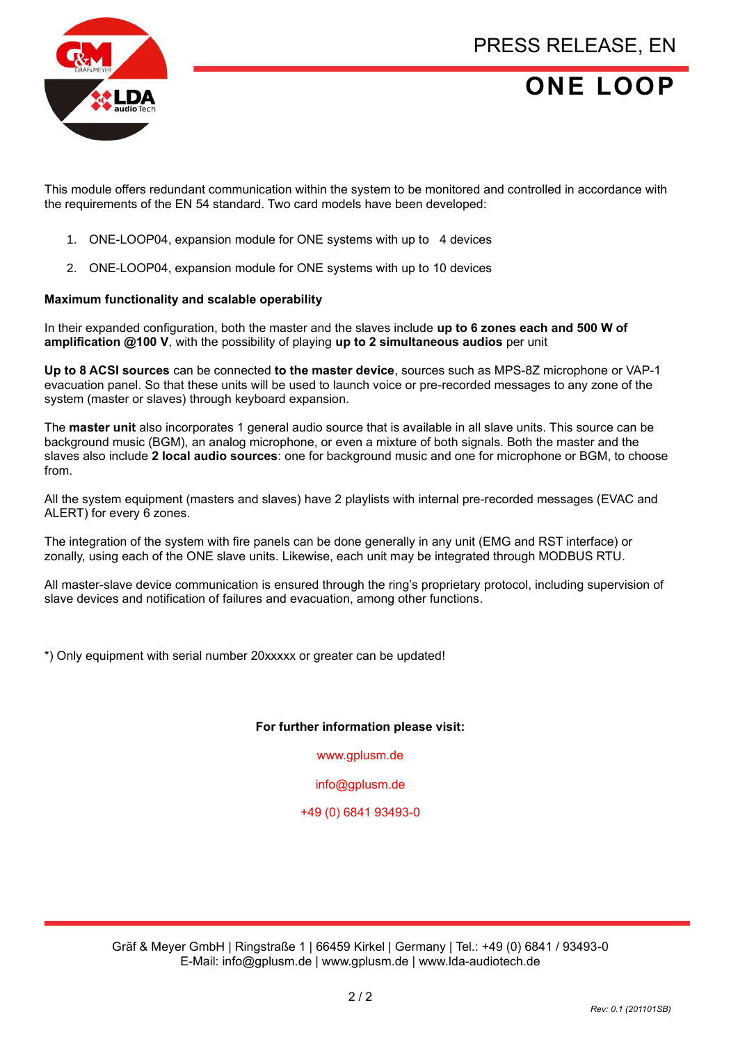PRESS RELEASE, EN

# ONE LOOP

This module offers redundant communication within the system to be monitored and controlled in accordance with the requirements of the EN 54 standard. Two card models have been developed:

1. ONE-LOOP04, expansion module for ONE systems with up to 4 devices
2. ONE-LOOP04, expansion module for ONE systems with up to 10 devices

**Maximum functionality and scalable operability**

In their expanded configuration, both the master and the slaves include **up to 6 zones each and 500 W of amplification @100 V**, with the possibility of playing **up to 2 simultaneous audios** per unit

**Up to 8 ACSI sources** can be connected **to the master device**, sources such as MPS-8Z microphone or VAP-1 evacuation panel. So that these units will be used to launch voice or pre-recorded messages to any zone of the system (master or slaves) through keyboard expansion.

The **master unit** also incorporates 1 general audio source that is available in all slave units. This source can be background music (BGM), an analog microphone, or even a mixture of both signals. Both the master and the slaves also include **2 local audio sources**: one for background music and one for microphone or BGM, to choose from.

All the system equipment (masters and slaves) have 2 playlists with internal pre-recorded messages (EVAC and ALERT) for every 6 zones.

The integration of the system with fire panels can be done generally in any unit (EMG and RST interface) or zonally, using each of the ONE slave units. Likewise, each unit may be integrated through MODBUS RTU.

All master-slave device communication is ensured through the ring's proprietary protocol, including supervision of slave devices and notification of failures and evacuation, among other functions.

*) Only equipment with serial number 20xxxxx or greater can be updated!

**For further information please visit:**

www.gplusm.de

info@gplusm.de

+49 (0) 6841 93493-0

Gräf & Meyer GmbH | Ringstraße 1 | 66459 Kirkel | Germany | Tel.: +49 (0) 6841 / 93493-0
E-Mail: info@gplusm.de | www.gplusm.de | www.lda-audiotech.de

*Rev: 0.1 (201101SB)*